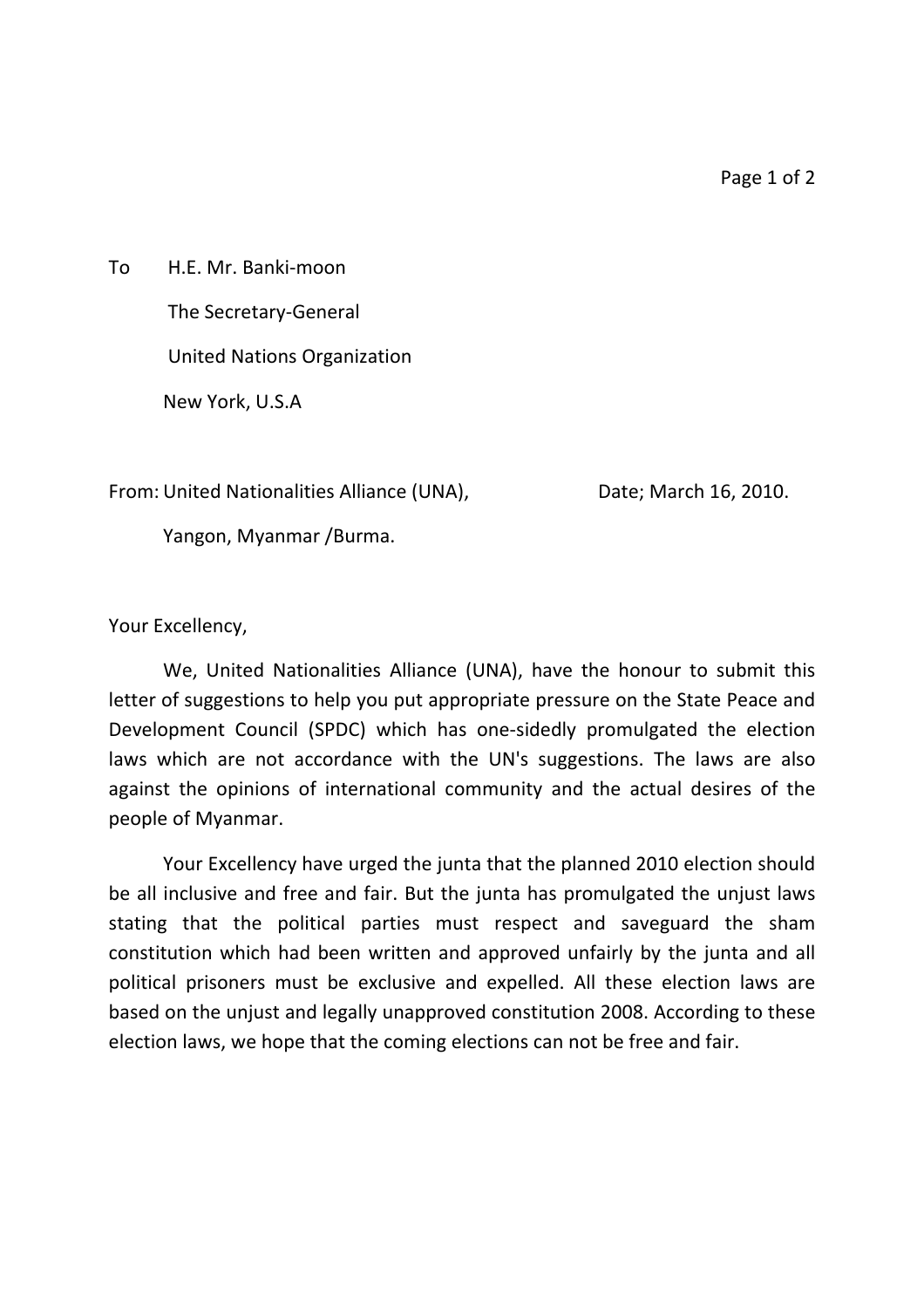To H.E. Mr. Banki-moon

The Secretary-General

United Nations Organization

New York, U.S.A

From: United Nationalities Alliance (UNA), Date; March 16, 2010.

Yangon, Myanmar /Burma.

Your Excellency,

We, United Nationalities Alliance (UNA), have the honour to submit this letter of suggestions to help you put appropriate pressure on the State Peace and Development Council (SPDC) which has one-sidedly promulgated the election laws which are not accordance with the UN's suggestions. The laws are also against the opinions of international community and the actual desires of the people of Myanmar.

Your Excellency have urged the junta that the planned 2010 election should be all inclusive and free and fair. But the junta has promulgated the unjust laws stating that the political parties must respect and saveguard the sham constitution which had been written and approved unfairly by the junta and all political prisoners must be exclusive and expelled. All these election laws are based on the unjust and legally unapproved constitution 2008. According to these election laws, we hope that the coming elections can not be free and fair.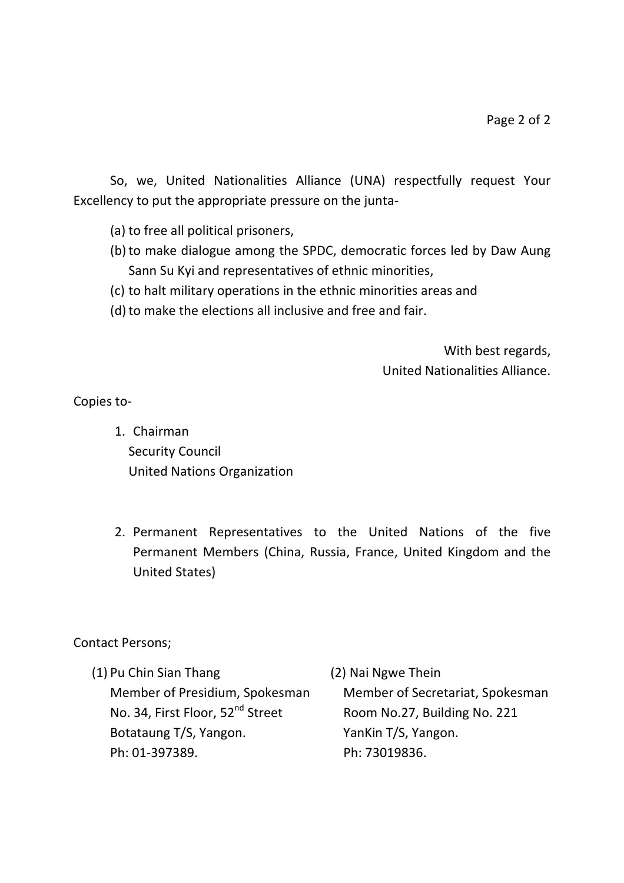So, we, United Nationalities Alliance (UNA) respectfully request Your Excellency to put the appropriate pressure on the junta-

(a) to free all political prisoners,
(b) to make dialogue among the SPDC, democratic forces led by Daw Aung Sann Su Kyi and representatives of ethnic minorities,
(c) to halt military operations in the ethnic minorities areas and
(d) to make the elections all inclusive and free and fair.

With best regards,
United Nationalities Alliance.

Copies to-

1. Chairman
   Security Council
   United Nations Organization

2. Permanent Representatives to the United Nations of the five Permanent Members (China, Russia, France, United Kingdom and the United States)

Contact Persons;

(1) Pu Chin Sian Thang
Member of Presidium, Spokesman
No. 34, First Floor, 52nd Street
Botataung T/S, Yangon.
Ph: 01-397389.

(2) Nai Ngwe Thein
Member of Secretariat, Spokesman
Room No.27, Building No. 221
YanKin T/S, Yangon.
Ph: 73019836.